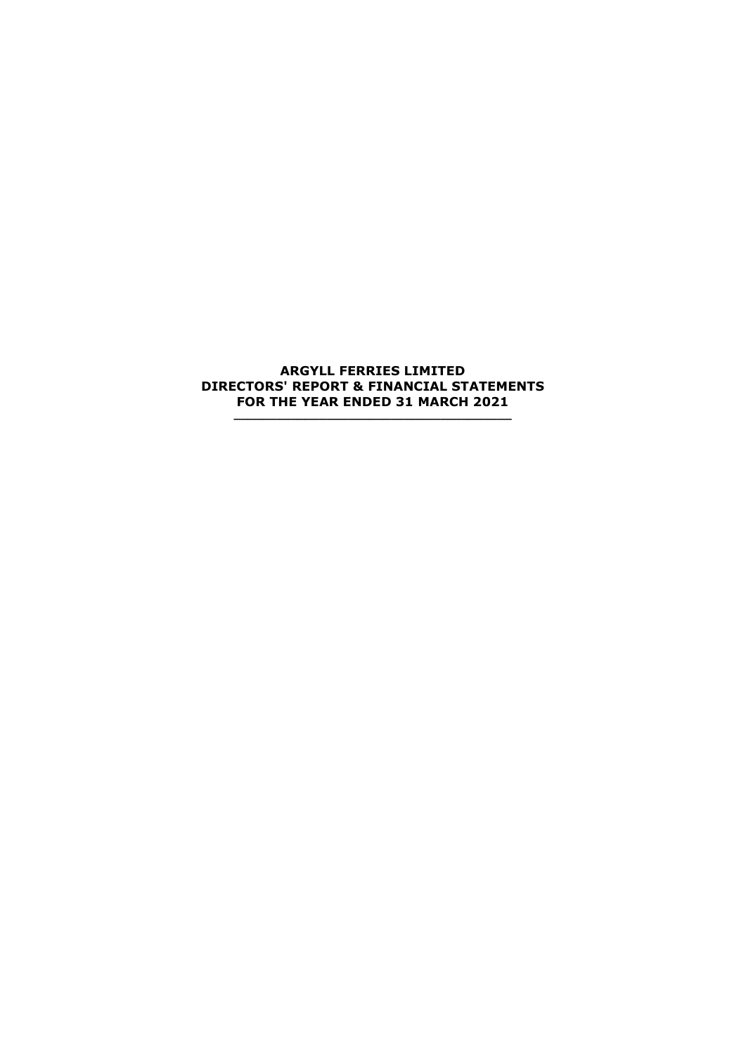# ARGYLL FERRIES LIMITED
# DIRECTORS' REPORT & FINANCIAL STATEMENTS
# FOR THE YEAR ENDED 31 MARCH 2021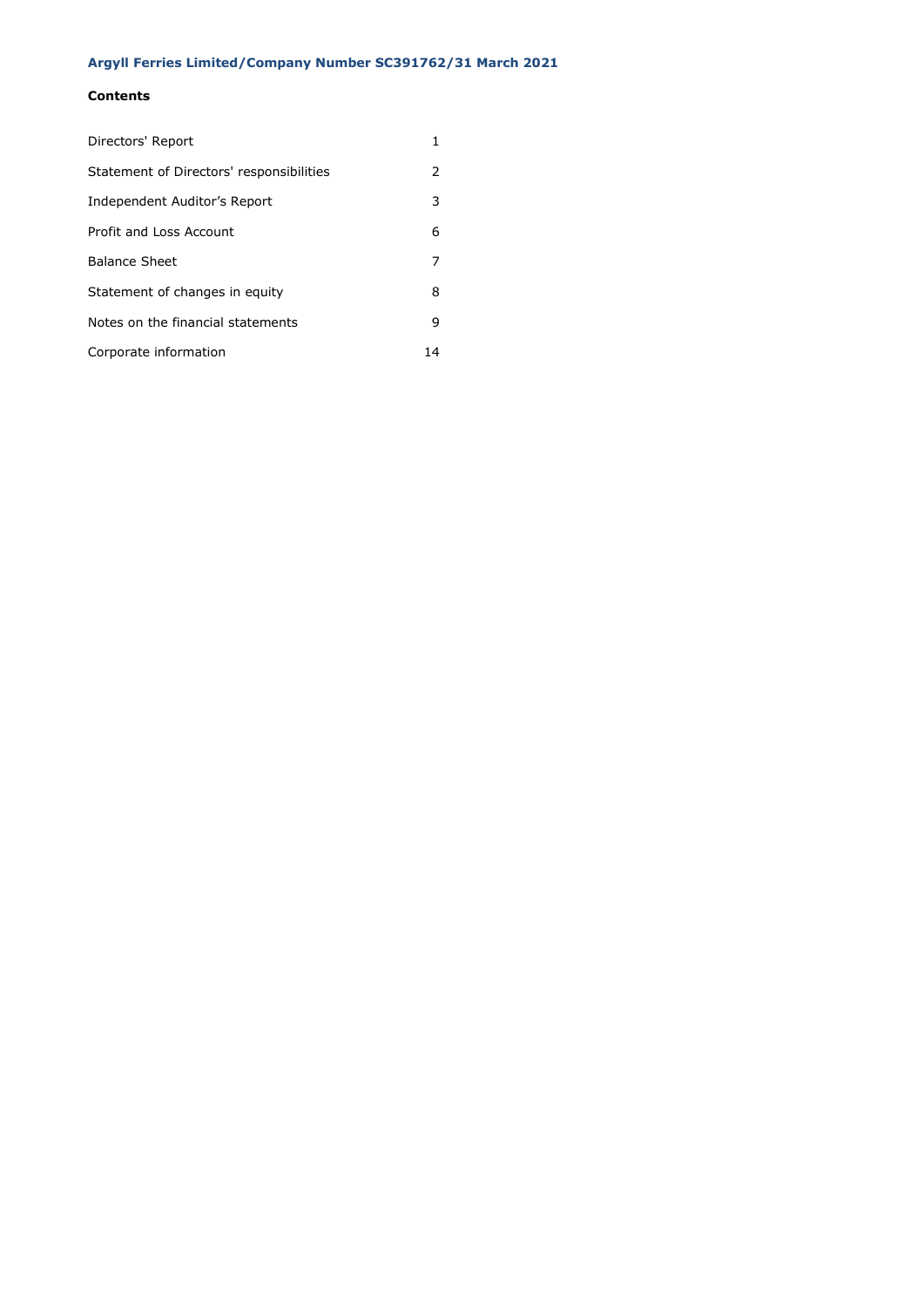**Argyll Ferries Limited/Company Number SC391762/31 March 2021**

## Contents

| | |
|---|---|
| Directors' Report | 1 |
| Statement of Directors' responsibilities | 2 |
| Independent Auditor's Report | 3 |
| Profit and Loss Account | 6 |
| Balance Sheet | 7 |
| Statement of changes in equity | 8 |
| Notes on the financial statements | 9 |
| Corporate information | 14 |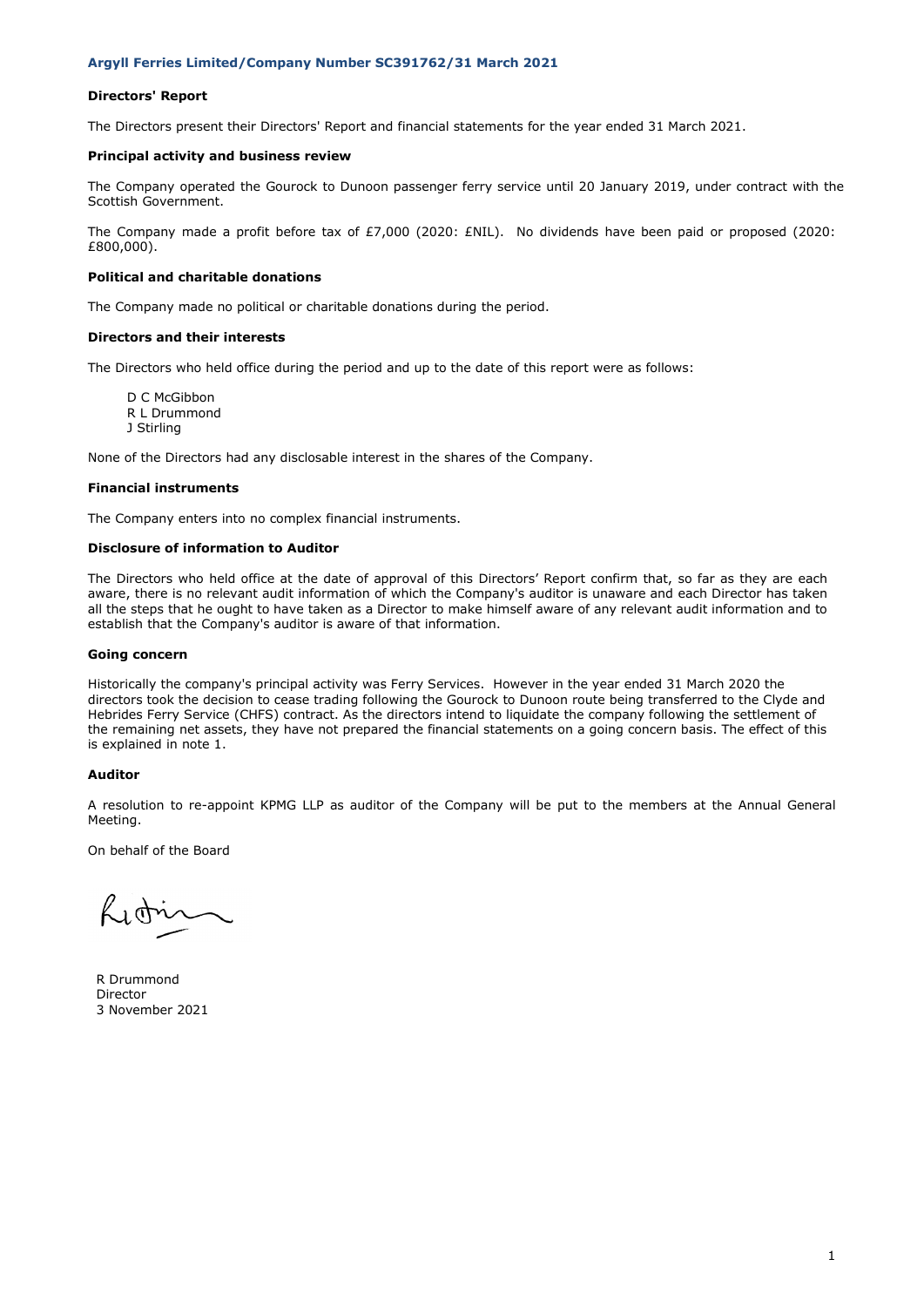**Argyll Ferries Limited/Company Number SC391762/31 March 2021**

## Directors' Report

The Directors present their Directors' Report and financial statements for the year ended 31 March 2021.

### Principal activity and business review

The Company operated the Gourock to Dunoon passenger ferry service until 20 January 2019, under contract with the Scottish Government.

The Company made a profit before tax of £7,000 (2020: £NIL). No dividends have been paid or proposed (2020: £800,000).

### Political and charitable donations

The Company made no political or charitable donations during the period.

### Directors and their interests

The Directors who held office during the period and up to the date of this report were as follows:

D C McGibbon
R L Drummond
J Stirling

None of the Directors had any disclosable interest in the shares of the Company.

### Financial instruments

The Company enters into no complex financial instruments.

### Disclosure of information to Auditor

The Directors who held office at the date of approval of this Directors' Report confirm that, so far as they are each aware, there is no relevant audit information of which the Company's auditor is unaware and each Director has taken all the steps that he ought to have taken as a Director to make himself aware of any relevant audit information and to establish that the Company's auditor is aware of that information.

### Going concern

Historically the company's principal activity was Ferry Services. However in the year ended 31 March 2020 the directors took the decision to cease trading following the Gourock to Dunoon route being transferred to the Clyde and Hebrides Ferry Service (CHFS) contract. As the directors intend to liquidate the company following the settlement of the remaining net assets, they have not prepared the financial statements on a going concern basis. The effect of this is explained in note 1.

### Auditor

A resolution to re-appoint KPMG LLP as auditor of the Company will be put to the members at the Annual General Meeting.

On behalf of the Board

R Drummond
Director
3 November 2021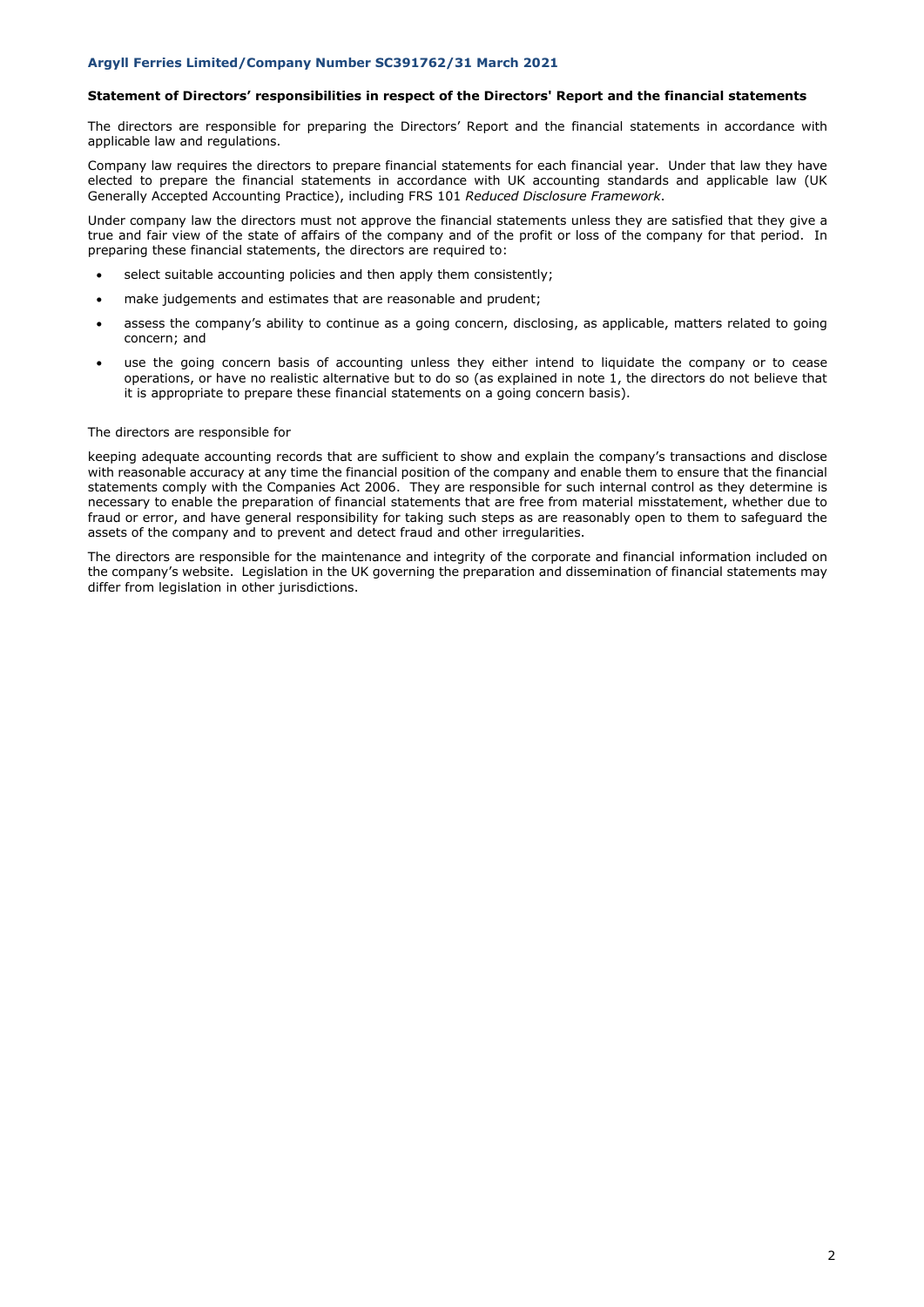## Statement of Directors' responsibilities in respect of the Directors' Report and the financial statements

The directors are responsible for preparing the Directors' Report and the financial statements in accordance with applicable law and regulations.

Company law requires the directors to prepare financial statements for each financial year. Under that law they have elected to prepare the financial statements in accordance with UK accounting standards and applicable law (UK Generally Accepted Accounting Practice), including FRS 101 *Reduced Disclosure Framework*.

Under company law the directors must not approve the financial statements unless they are satisfied that they give a true and fair view of the state of affairs of the company and of the profit or loss of the company for that period. In preparing these financial statements, the directors are required to:

- select suitable accounting policies and then apply them consistently;
- make judgements and estimates that are reasonable and prudent;
- assess the company's ability to continue as a going concern, disclosing, as applicable, matters related to going concern; and
- use the going concern basis of accounting unless they either intend to liquidate the company or to cease operations, or have no realistic alternative but to do so (as explained in note 1, the directors do not believe that it is appropriate to prepare these financial statements on a going concern basis).

The directors are responsible for

keeping adequate accounting records that are sufficient to show and explain the company's transactions and disclose with reasonable accuracy at any time the financial position of the company and enable them to ensure that the financial statements comply with the Companies Act 2006. They are responsible for such internal control as they determine is necessary to enable the preparation of financial statements that are free from material misstatement, whether due to fraud or error, and have general responsibility for taking such steps as are reasonably open to them to safeguard the assets of the company and to prevent and detect fraud and other irregularities.

The directors are responsible for the maintenance and integrity of the corporate and financial information included on the company's website. Legislation in the UK governing the preparation and dissemination of financial statements may differ from legislation in other jurisdictions.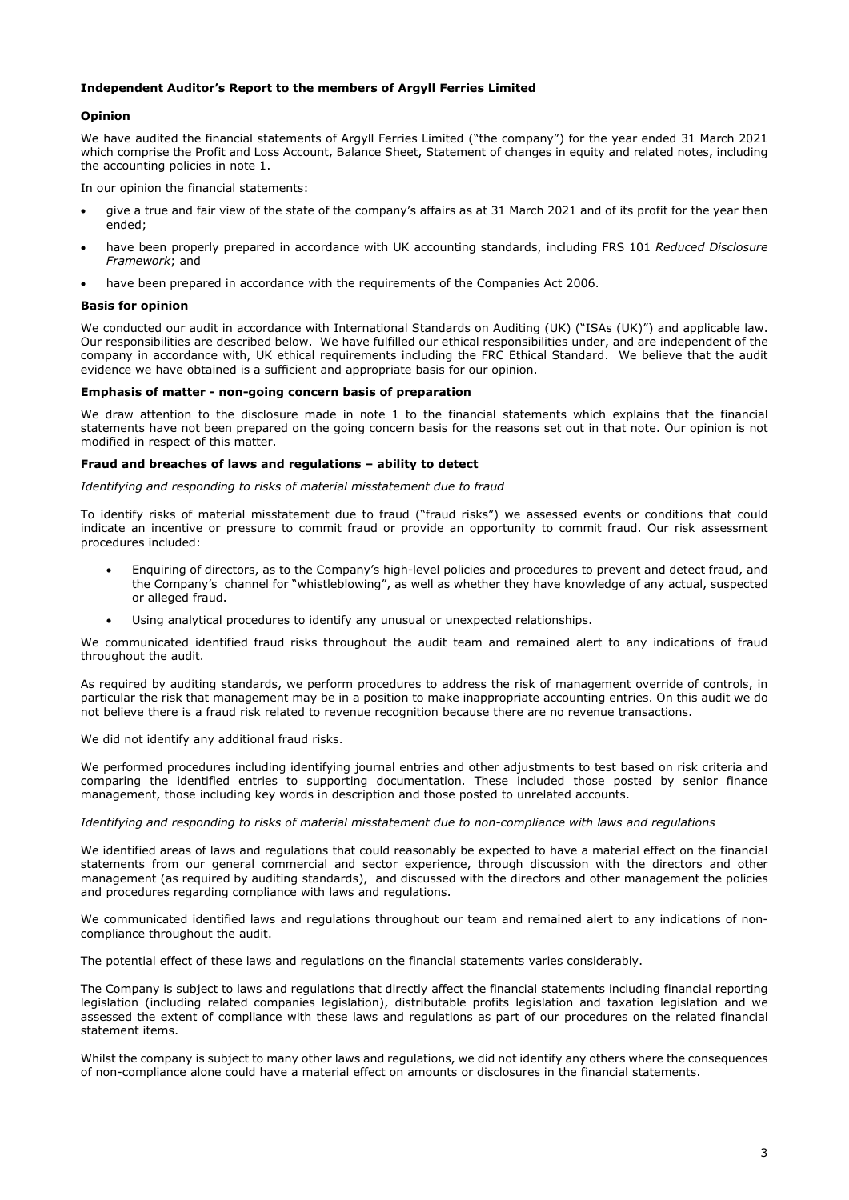**Independent Auditor's Report to the members of Argyll Ferries Limited**

**Opinion**

We have audited the financial statements of Argyll Ferries Limited ("the company") for the year ended 31 March 2021 which comprise the Profit and Loss Account, Balance Sheet, Statement of changes in equity and related notes, including the accounting policies in note 1.

In our opinion the financial statements:

- give a true and fair view of the state of the company's affairs as at 31 March 2021 and of its profit for the year then ended;
- have been properly prepared in accordance with UK accounting standards, including FRS 101 *Reduced Disclosure Framework*; and
- have been prepared in accordance with the requirements of the Companies Act 2006.

**Basis for opinion**

We conducted our audit in accordance with International Standards on Auditing (UK) ("ISAs (UK)") and applicable law. Our responsibilities are described below. We have fulfilled our ethical responsibilities under, and are independent of the company in accordance with, UK ethical requirements including the FRC Ethical Standard. We believe that the audit evidence we have obtained is a sufficient and appropriate basis for our opinion.

**Emphasis of matter - non-going concern basis of preparation**

We draw attention to the disclosure made in note 1 to the financial statements which explains that the financial statements have not been prepared on the going concern basis for the reasons set out in that note. Our opinion is not modified in respect of this matter.

**Fraud and breaches of laws and regulations – ability to detect**

*Identifying and responding to risks of material misstatement due to fraud*

To identify risks of material misstatement due to fraud ("fraud risks") we assessed events or conditions that could indicate an incentive or pressure to commit fraud or provide an opportunity to commit fraud. Our risk assessment procedures included:

- Enquiring of directors, as to the Company's high-level policies and procedures to prevent and detect fraud, and the Company's channel for "whistleblowing", as well as whether they have knowledge of any actual, suspected or alleged fraud.
- Using analytical procedures to identify any unusual or unexpected relationships.

We communicated identified fraud risks throughout the audit team and remained alert to any indications of fraud throughout the audit.

As required by auditing standards, we perform procedures to address the risk of management override of controls, in particular the risk that management may be in a position to make inappropriate accounting entries. On this audit we do not believe there is a fraud risk related to revenue recognition because there are no revenue transactions.

We did not identify any additional fraud risks.

We performed procedures including identifying journal entries and other adjustments to test based on risk criteria and comparing the identified entries to supporting documentation. These included those posted by senior finance management, those including key words in description and those posted to unrelated accounts.

*Identifying and responding to risks of material misstatement due to non-compliance with laws and regulations*

We identified areas of laws and regulations that could reasonably be expected to have a material effect on the financial statements from our general commercial and sector experience, through discussion with the directors and other management (as required by auditing standards), and discussed with the directors and other management the policies and procedures regarding compliance with laws and regulations.

We communicated identified laws and regulations throughout our team and remained alert to any indications of non-compliance throughout the audit.

The potential effect of these laws and regulations on the financial statements varies considerably.

The Company is subject to laws and regulations that directly affect the financial statements including financial reporting legislation (including related companies legislation), distributable profits legislation and taxation legislation and we assessed the extent of compliance with these laws and regulations as part of our procedures on the related financial statement items.

Whilst the company is subject to many other laws and regulations, we did not identify any others where the consequences of non-compliance alone could have a material effect on amounts or disclosures in the financial statements.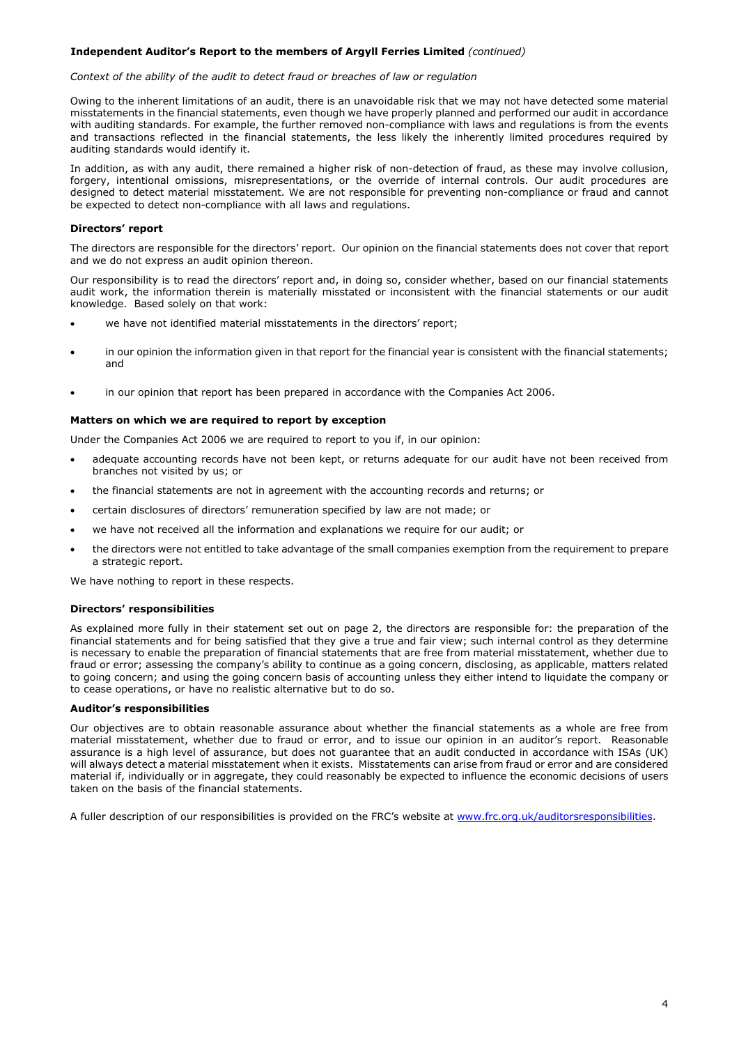**Independent Auditor's Report to the members of Argyll Ferries Limited** *(continued)*

*Context of the ability of the audit to detect fraud or breaches of law or regulation*

Owing to the inherent limitations of an audit, there is an unavoidable risk that we may not have detected some material misstatements in the financial statements, even though we have properly planned and performed our audit in accordance with auditing standards. For example, the further removed non-compliance with laws and regulations is from the events and transactions reflected in the financial statements, the less likely the inherently limited procedures required by auditing standards would identify it.

In addition, as with any audit, there remained a higher risk of non-detection of fraud, as these may involve collusion, forgery, intentional omissions, misrepresentations, or the override of internal controls. Our audit procedures are designed to detect material misstatement. We are not responsible for preventing non-compliance or fraud and cannot be expected to detect non-compliance with all laws and regulations.

### Directors' report

The directors are responsible for the directors' report. Our opinion on the financial statements does not cover that report and we do not express an audit opinion thereon.

Our responsibility is to read the directors' report and, in doing so, consider whether, based on our financial statements audit work, the information therein is materially misstated or inconsistent with the financial statements or our audit knowledge. Based solely on that work:

- we have not identified material misstatements in the directors' report;
- in our opinion the information given in that report for the financial year is consistent with the financial statements; and
- in our opinion that report has been prepared in accordance with the Companies Act 2006.

### Matters on which we are required to report by exception

Under the Companies Act 2006 we are required to report to you if, in our opinion:

- adequate accounting records have not been kept, or returns adequate for our audit have not been received from branches not visited by us; or
- the financial statements are not in agreement with the accounting records and returns; or
- certain disclosures of directors' remuneration specified by law are not made; or
- we have not received all the information and explanations we require for our audit; or
- the directors were not entitled to take advantage of the small companies exemption from the requirement to prepare a strategic report.

We have nothing to report in these respects.

### Directors' responsibilities

As explained more fully in their statement set out on page 2, the directors are responsible for: the preparation of the financial statements and for being satisfied that they give a true and fair view; such internal control as they determine is necessary to enable the preparation of financial statements that are free from material misstatement, whether due to fraud or error; assessing the company's ability to continue as a going concern, disclosing, as applicable, matters related to going concern; and using the going concern basis of accounting unless they either intend to liquidate the company or to cease operations, or have no realistic alternative but to do so.

### Auditor's responsibilities

Our objectives are to obtain reasonable assurance about whether the financial statements as a whole are free from material misstatement, whether due to fraud or error, and to issue our opinion in an auditor's report. Reasonable assurance is a high level of assurance, but does not guarantee that an audit conducted in accordance with ISAs (UK) will always detect a material misstatement when it exists. Misstatements can arise from fraud or error and are considered material if, individually or in aggregate, they could reasonably be expected to influence the economic decisions of users taken on the basis of the financial statements.

A fuller description of our responsibilities is provided on the FRC's website at www.frc.org.uk/auditorsresponsibilities.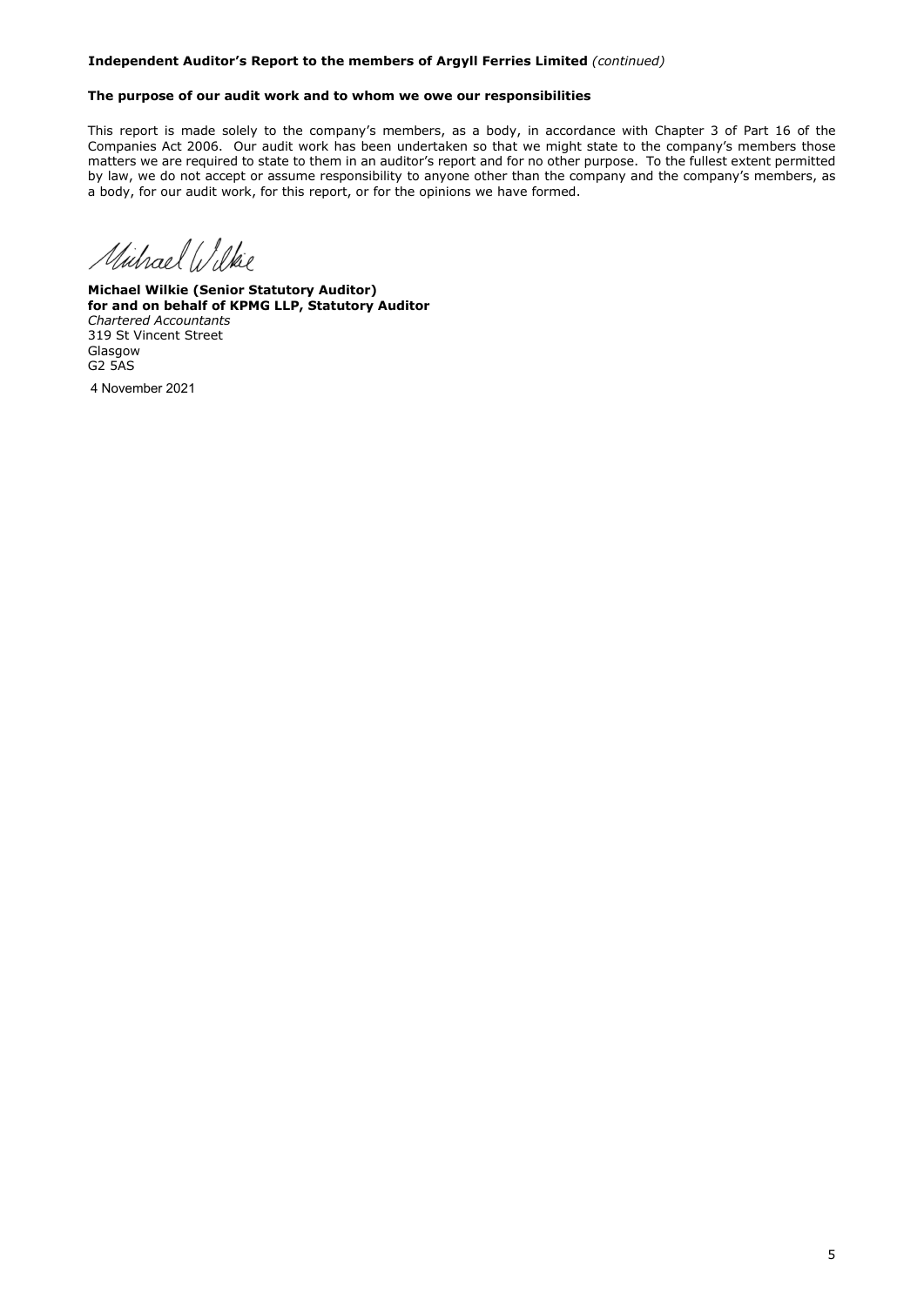**Independent Auditor's Report to the members of Argyll Ferries Limited** *(continued)*

**The purpose of our audit work and to whom we owe our responsibilities**

This report is made solely to the company's members, as a body, in accordance with Chapter 3 of Part 16 of the Companies Act 2006. Our audit work has been undertaken so that we might state to the company's members those matters we are required to state to them in an auditor's report and for no other purpose. To the fullest extent permitted by law, we do not accept or assume responsibility to anyone other than the company and the company's members, as a body, for our audit work, for this report, or for the opinions we have formed.

Michael Wilkie

**Michael Wilkie (Senior Statutory Auditor)**
**for and on behalf of KPMG LLP, Statutory Auditor**
*Chartered Accountants*
319 St Vincent Street
Glasgow
G2 5AS

4 November 2021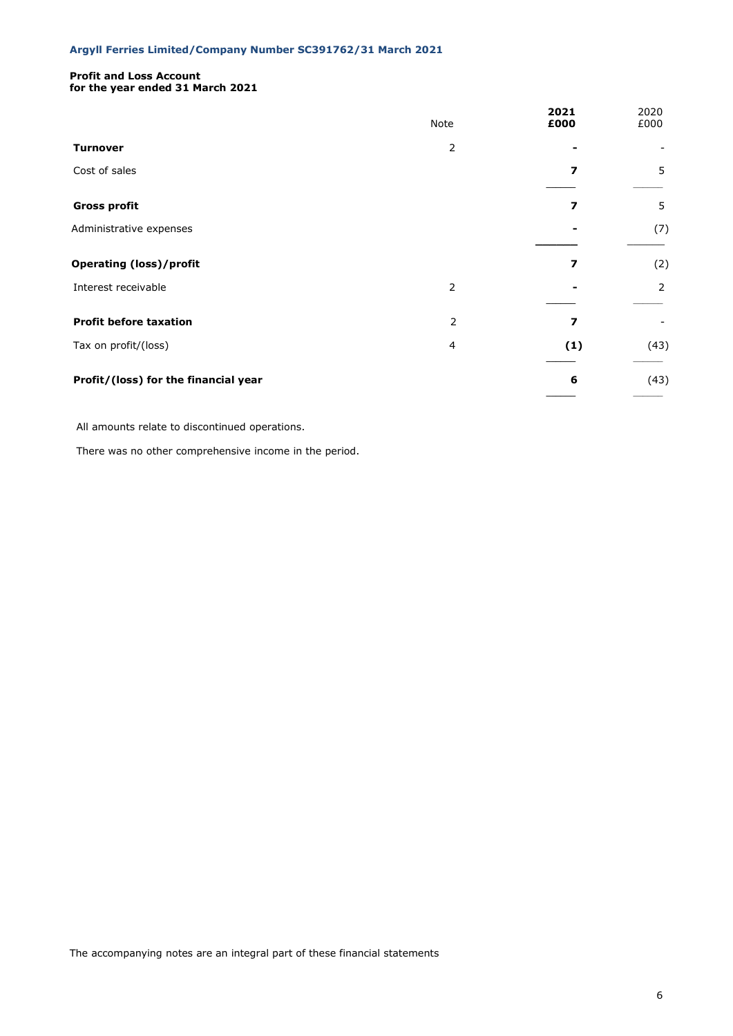Argyll Ferries Limited/Company Number SC391762/31 March 2021

**Profit and Loss Account**
**for the year ended 31 March 2021**

| | Note | **2021 £000** | 2020 £000 |
|---|---|---|---|
| **Turnover** | 2 | **-** | - |
| Cost of sales | | **7** | 5 |
| **Gross profit** | | **7** | 5 |
| Administrative expenses | | **-** | (7) |
| **Operating (loss)/profit** | | **7** | (2) |
| Interest receivable | 2 | **-** | 2 |
| **Profit before taxation** | 2 | **7** | - |
| Tax on profit/(loss) | 4 | **(1)** | (43) |
| **Profit/(loss) for the financial year** | | **6** | (43) |

All amounts relate to discontinued operations.

There was no other comprehensive income in the period.

The accompanying notes are an integral part of these financial statements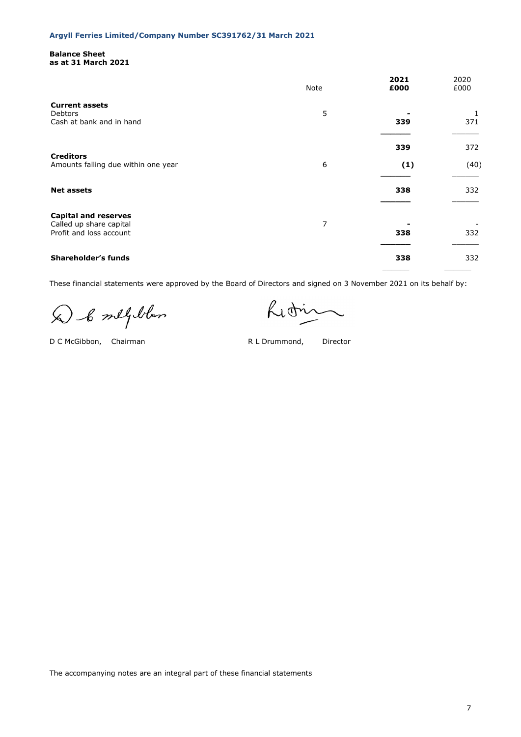**Balance Sheet**
**as at 31 March 2021**

| | Note | **2021 £000** | 2020 £000 |
|---|---|---|---|
| **Current assets** | | | |
| Debtors | 5 | **-** | 1 |
| Cash at bank and in hand | | **339** | 371 |
| | | **339** | 372 |
| **Creditors** | | | |
| Amounts falling due within one year | 6 | **(1)** | (40) |
| **Net assets** | | **338** | 332 |
| **Capital and reserves** | | | |
| Called up share capital | 7 | **-** | - |
| Profit and loss account | | **338** | 332 |
| **Shareholder's funds** | | **338** | 332 |

These financial statements were approved by the Board of Directors and signed on 3 November 2021 on its behalf by:

D C McGibbon, Chairman

R L Drummond, Director

The accompanying notes are an integral part of these financial statements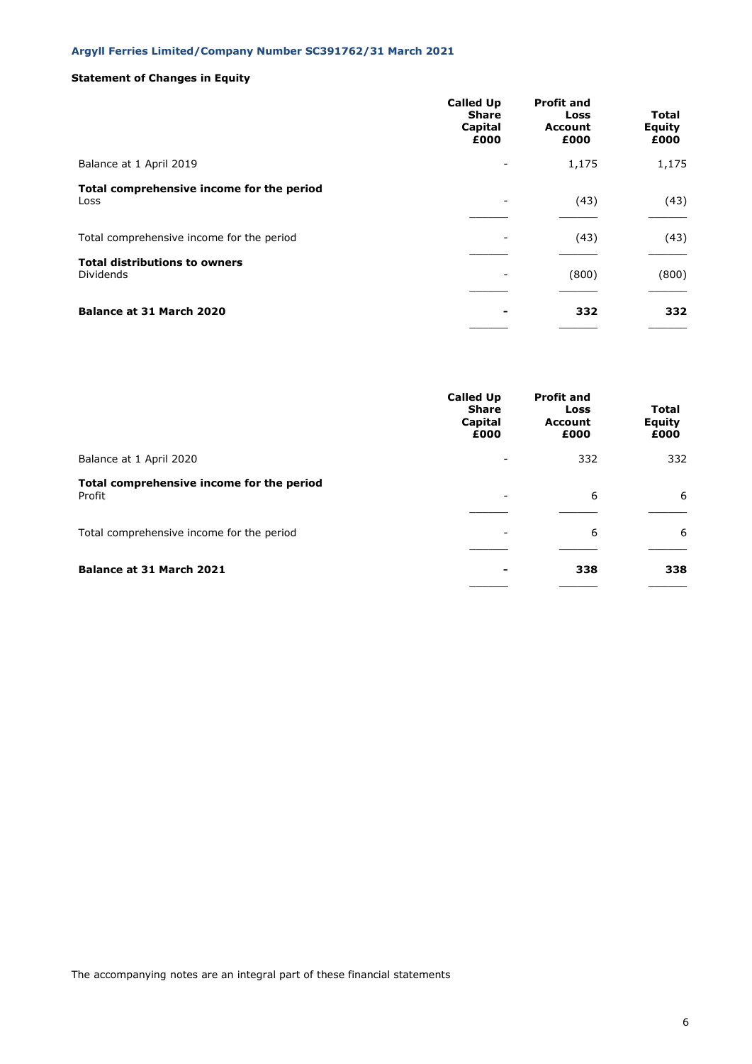Argyll Ferries Limited/Company Number SC391762/31 March 2021

## Statement of Changes in Equity

| | Called Up Share Capital £000 | Profit and Loss Account £000 | Total Equity £000 |
|---|---|---|---|
| Balance at 1 April 2019 | - | 1,175 | 1,175 |
| **Total comprehensive income for the period** | | | |
| Loss | - | (43) | (43) |
| Total comprehensive income for the period | - | (43) | (43) |
| **Total distributions to owners** | | | |
| Dividends | - | (800) | (800) |
| **Balance at 31 March 2020** | **-** | **332** | **332** |

| | Called Up Share Capital £000 | Profit and Loss Account £000 | Total Equity £000 |
|---|---|---|---|
| Balance at 1 April 2020 | - | 332 | 332 |
| **Total comprehensive income for the period** | | | |
| Profit | - | 6 | 6 |
| Total comprehensive income for the period | - | 6 | 6 |
| **Balance at 31 March 2021** | **-** | **338** | **338** |

The accompanying notes are an integral part of these financial statements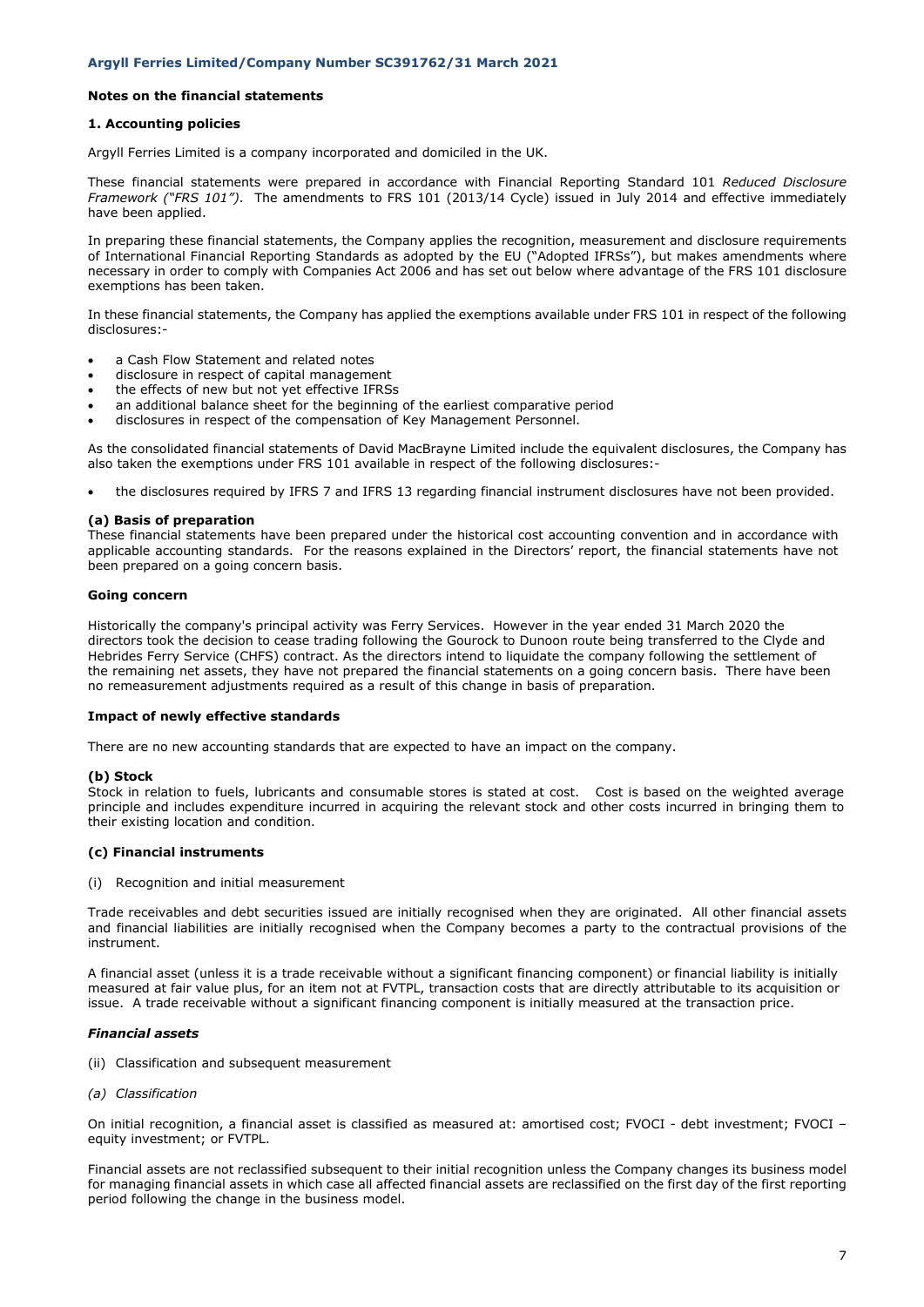## Notes on the financial statements

### 1. Accounting policies

Argyll Ferries Limited is a company incorporated and domiciled in the UK.

These financial statements were prepared in accordance with Financial Reporting Standard 101 *Reduced Disclosure Framework ("FRS 101")*. The amendments to FRS 101 (2013/14 Cycle) issued in July 2014 and effective immediately have been applied.

In preparing these financial statements, the Company applies the recognition, measurement and disclosure requirements of International Financial Reporting Standards as adopted by the EU ("Adopted IFRSs"), but makes amendments where necessary in order to comply with Companies Act 2006 and has set out below where advantage of the FRS 101 disclosure exemptions has been taken.

In these financial statements, the Company has applied the exemptions available under FRS 101 in respect of the following disclosures:-

- a Cash Flow Statement and related notes
- disclosure in respect of capital management
- the effects of new but not yet effective IFRSs
- an additional balance sheet for the beginning of the earliest comparative period
- disclosures in respect of the compensation of Key Management Personnel.

As the consolidated financial statements of David MacBrayne Limited include the equivalent disclosures, the Company has also taken the exemptions under FRS 101 available in respect of the following disclosures:-

- the disclosures required by IFRS 7 and IFRS 13 regarding financial instrument disclosures have not been provided.

**(a) Basis of preparation**

These financial statements have been prepared under the historical cost accounting convention and in accordance with applicable accounting standards. For the reasons explained in the Directors' report, the financial statements have not been prepared on a going concern basis.

**Going concern**

Historically the company's principal activity was Ferry Services. However in the year ended 31 March 2020 the directors took the decision to cease trading following the Gourock to Dunoon route being transferred to the Clyde and Hebrides Ferry Service (CHFS) contract. As the directors intend to liquidate the company following the settlement of the remaining net assets, they have not prepared the financial statements on a going concern basis. There have been no remeasurement adjustments required as a result of this change in basis of preparation.

**Impact of newly effective standards**

There are no new accounting standards that are expected to have an impact on the company.

**(b) Stock**

Stock in relation to fuels, lubricants and consumable stores is stated at cost. Cost is based on the weighted average principle and includes expenditure incurred in acquiring the relevant stock and other costs incurred in bringing them to their existing location and condition.

**(c) Financial instruments**

(i) Recognition and initial measurement

Trade receivables and debt securities issued are initially recognised when they are originated. All other financial assets and financial liabilities are initially recognised when the Company becomes a party to the contractual provisions of the instrument.

A financial asset (unless it is a trade receivable without a significant financing component) or financial liability is initially measured at fair value plus, for an item not at FVTPL, transaction costs that are directly attributable to its acquisition or issue. A trade receivable without a significant financing component is initially measured at the transaction price.

***Financial assets***

(ii) Classification and subsequent measurement

*(a) Classification*

On initial recognition, a financial asset is classified as measured at: amortised cost; FVOCI - debt investment; FVOCI – equity investment; or FVTPL.

Financial assets are not reclassified subsequent to their initial recognition unless the Company changes its business model for managing financial assets in which case all affected financial assets are reclassified on the first day of the first reporting period following the change in the business model.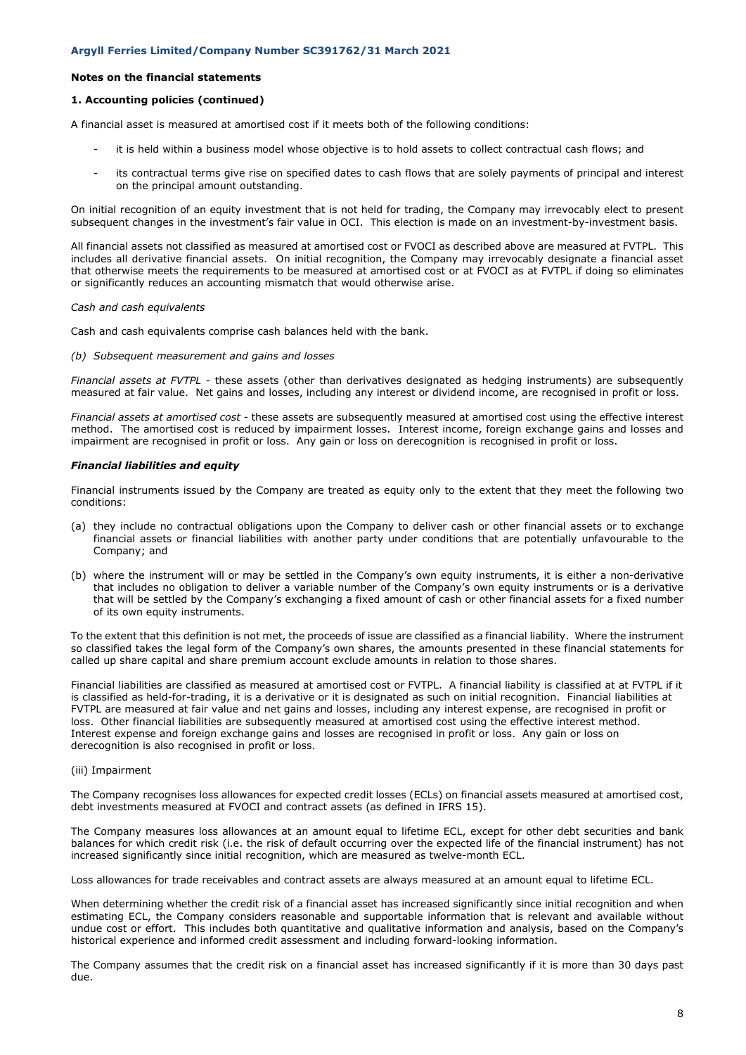## Notes on the financial statements

### 1. Accounting policies (continued)

A financial asset is measured at amortised cost if it meets both of the following conditions:

- it is held within a business model whose objective is to hold assets to collect contractual cash flows; and
- its contractual terms give rise on specified dates to cash flows that are solely payments of principal and interest on the principal amount outstanding.

On initial recognition of an equity investment that is not held for trading, the Company may irrevocably elect to present subsequent changes in the investment's fair value in OCI. This election is made on an investment-by-investment basis.

All financial assets not classified as measured at amortised cost or FVOCI as described above are measured at FVTPL. This includes all derivative financial assets. On initial recognition, the Company may irrevocably designate a financial asset that otherwise meets the requirements to be measured at amortised cost or at FVOCI as at FVTPL if doing so eliminates or significantly reduces an accounting mismatch that would otherwise arise.

*Cash and cash equivalents*

Cash and cash equivalents comprise cash balances held with the bank.

*(b) Subsequent measurement and gains and losses*

*Financial assets at FVTPL* - these assets (other than derivatives designated as hedging instruments) are subsequently measured at fair value. Net gains and losses, including any interest or dividend income, are recognised in profit or loss.

*Financial assets at amortised cost* - these assets are subsequently measured at amortised cost using the effective interest method. The amortised cost is reduced by impairment losses. Interest income, foreign exchange gains and losses and impairment are recognised in profit or loss. Any gain or loss on derecognition is recognised in profit or loss.

***Financial liabilities and equity***

Financial instruments issued by the Company are treated as equity only to the extent that they meet the following two conditions:

(a) they include no contractual obligations upon the Company to deliver cash or other financial assets or to exchange financial assets or financial liabilities with another party under conditions that are potentially unfavourable to the Company; and

(b) where the instrument will or may be settled in the Company's own equity instruments, it is either a non-derivative that includes no obligation to deliver a variable number of the Company's own equity instruments or is a derivative that will be settled by the Company's exchanging a fixed amount of cash or other financial assets for a fixed number of its own equity instruments.

To the extent that this definition is not met, the proceeds of issue are classified as a financial liability. Where the instrument so classified takes the legal form of the Company's own shares, the amounts presented in these financial statements for called up share capital and share premium account exclude amounts in relation to those shares.

Financial liabilities are classified as measured at amortised cost or FVTPL. A financial liability is classified at at FVTPL if it is classified as held-for-trading, it is a derivative or it is designated as such on initial recognition. Financial liabilities at FVTPL are measured at fair value and net gains and losses, including any interest expense, are recognised in profit or loss. Other financial liabilities are subsequently measured at amortised cost using the effective interest method. Interest expense and foreign exchange gains and losses are recognised in profit or loss. Any gain or loss on derecognition is also recognised in profit or loss.

(iii) Impairment

The Company recognises loss allowances for expected credit losses (ECLs) on financial assets measured at amortised cost, debt investments measured at FVOCI and contract assets (as defined in IFRS 15).

The Company measures loss allowances at an amount equal to lifetime ECL, except for other debt securities and bank balances for which credit risk (i.e. the risk of default occurring over the expected life of the financial instrument) has not increased significantly since initial recognition, which are measured as twelve-month ECL.

Loss allowances for trade receivables and contract assets are always measured at an amount equal to lifetime ECL.

When determining whether the credit risk of a financial asset has increased significantly since initial recognition and when estimating ECL, the Company considers reasonable and supportable information that is relevant and available without undue cost or effort. This includes both quantitative and qualitative information and analysis, based on the Company's historical experience and informed credit assessment and including forward-looking information.

The Company assumes that the credit risk on a financial asset has increased significantly if it is more than 30 days past due.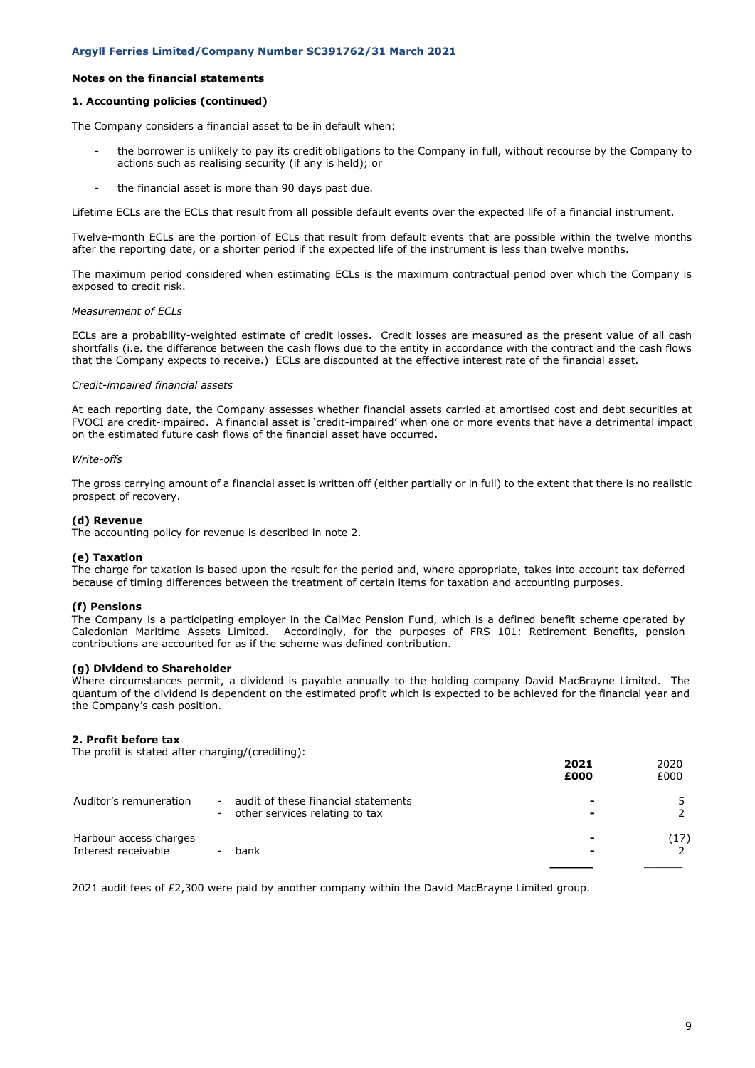## Notes on the financial statements

### 1. Accounting policies (continued)

The Company considers a financial asset to be in default when:

- the borrower is unlikely to pay its credit obligations to the Company in full, without recourse by the Company to actions such as realising security (if any is held); or
- the financial asset is more than 90 days past due.

Lifetime ECLs are the ECLs that result from all possible default events over the expected life of a financial instrument.

Twelve-month ECLs are the portion of ECLs that result from default events that are possible within the twelve months after the reporting date, or a shorter period if the expected life of the instrument is less than twelve months.

The maximum period considered when estimating ECLs is the maximum contractual period over which the Company is exposed to credit risk.

*Measurement of ECLs*

ECLs are a probability-weighted estimate of credit losses. Credit losses are measured as the present value of all cash shortfalls (i.e. the difference between the cash flows due to the entity in accordance with the contract and the cash flows that the Company expects to receive.) ECLs are discounted at the effective interest rate of the financial asset.

*Credit-impaired financial assets*

At each reporting date, the Company assesses whether financial assets carried at amortised cost and debt securities at FVOCI are credit-impaired. A financial asset is 'credit-impaired' when one or more events that have a detrimental impact on the estimated future cash flows of the financial asset have occurred.

*Write-offs*

The gross carrying amount of a financial asset is written off (either partially or in full) to the extent that there is no realistic prospect of recovery.

**(d) Revenue**
The accounting policy for revenue is described in note 2.

**(e) Taxation**
The charge for taxation is based upon the result for the period and, where appropriate, takes into account tax deferred because of timing differences between the treatment of certain items for taxation and accounting purposes.

**(f) Pensions**
The Company is a participating employer in the CalMac Pension Fund, which is a defined benefit scheme operated by Caledonian Maritime Assets Limited. Accordingly, for the purposes of FRS 101: Retirement Benefits, pension contributions are accounted for as if the scheme was defined contribution.

**(g) Dividend to Shareholder**
Where circumstances permit, a dividend is payable annually to the holding company David MacBrayne Limited. The quantum of the dividend is dependent on the estimated profit which is expected to be achieved for the financial year and the Company's cash position.

### 2. Profit before tax

The profit is stated after charging/(crediting):

| | | **2021 £000** | 2020 £000 |
|---|---|---|---|
| Auditor's remuneration | - audit of these financial statements | - | 5 |
| | - other services relating to tax | - | 2 |
| Harbour access charges | | - | (17) |
| Interest receivable | - bank | - | 2 |

2021 audit fees of £2,300 were paid by another company within the David MacBrayne Limited group.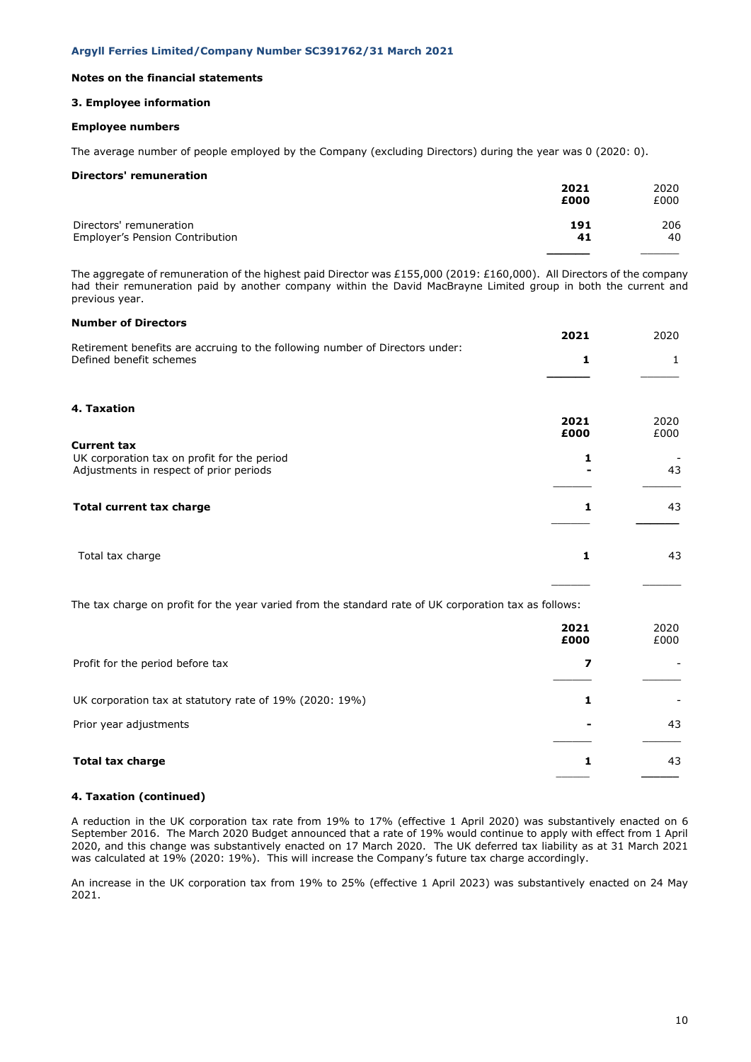**Argyll Ferries Limited/Company Number SC391762/31 March 2021**

**Notes on the financial statements**

### 3. Employee information

**Employee numbers**

The average number of people employed by the Company (excluding Directors) during the year was 0 (2020: 0).

**Directors' remuneration**

| | **2021 £000** | 2020 £000 |
|---|---|---|
| Directors' remuneration | **191** | 206 |
| Employer's Pension Contribution | **41** | 40 |

The aggregate of remuneration of the highest paid Director was £155,000 (2019: £160,000). All Directors of the company had their remuneration paid by another company within the David MacBrayne Limited group in both the current and previous year.

**Number of Directors**

| | **2021** | 2020 |
|---|---|---|
| Retirement benefits are accruing to the following number of Directors under: | | |
| Defined benefit schemes | **1** | 1 |

### 4. Taxation

| | **2021 £000** | 2020 £000 |
|---|---|---|
| **Current tax** | | |
| UK corporation tax on profit for the period | **1** | - |
| Adjustments in respect of prior periods | **-** | 43 |
| **Total current tax charge** | **1** | 43 |
| Total tax charge | **1** | 43 |

The tax charge on profit for the year varied from the standard rate of UK corporation tax as follows:

| | **2021 £000** | 2020 £000 |
|---|---|---|
| Profit for the period before tax | **7** | - |
| UK corporation tax at statutory rate of 19% (2020: 19%) | **1** | - |
| Prior year adjustments | **-** | 43 |
| **Total tax charge** | **1** | 43 |

### 4. Taxation (continued)

A reduction in the UK corporation tax rate from 19% to 17% (effective 1 April 2020) was substantively enacted on 6 September 2016. The March 2020 Budget announced that a rate of 19% would continue to apply with effect from 1 April 2020, and this change was substantively enacted on 17 March 2020. The UK deferred tax liability as at 31 March 2021 was calculated at 19% (2020: 19%). This will increase the Company's future tax charge accordingly.

An increase in the UK corporation tax from 19% to 25% (effective 1 April 2023) was substantively enacted on 24 May 2021.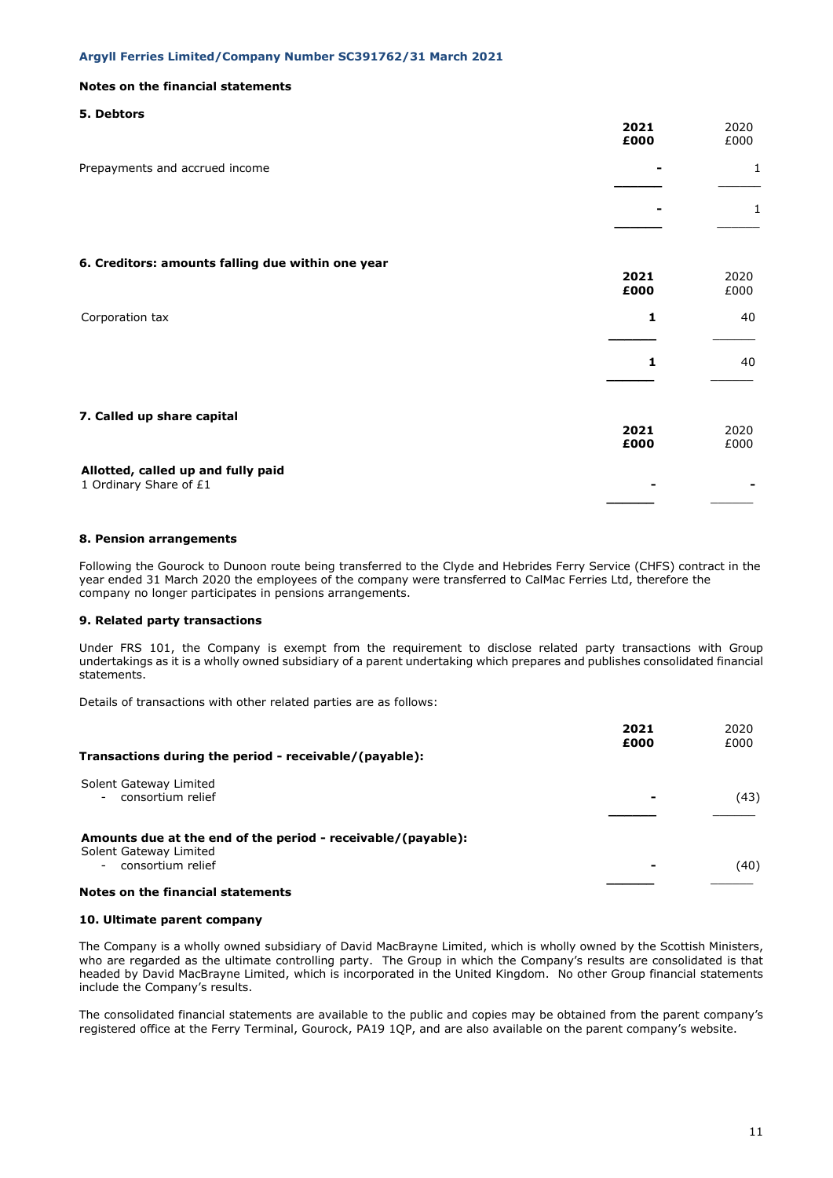Argyll Ferries Limited/Company Number SC391762/31 March 2021

**Notes on the financial statements**

### 5. Debtors

| | 2021 £000 | 2020 £000 |
|---|---|---|
| Prepayments and accrued income | - | 1 |
| | - | 1 |

### 6. Creditors: amounts falling due within one year

| | 2021 £000 | 2020 £000 |
|---|---|---|
| Corporation tax | 1 | 40 |
| | 1 | 40 |

### 7. Called up share capital

| | 2021 £000 | 2020 £000 |
|---|---|---|
| **Allotted, called up and fully paid** | | |
| 1 Ordinary Share of £1 | - | - |

### 8. Pension arrangements

Following the Gourock to Dunoon route being transferred to the Clyde and Hebrides Ferry Service (CHFS) contract in the year ended 31 March 2020 the employees of the company were transferred to CalMac Ferries Ltd, therefore the company no longer participates in pensions arrangements.

### 9. Related party transactions

Under FRS 101, the Company is exempt from the requirement to disclose related party transactions with Group undertakings as it is a wholly owned subsidiary of a parent undertaking which prepares and publishes consolidated financial statements.

Details of transactions with other related parties are as follows:

| | 2021 £000 | 2020 £000 |
|---|---|---|
| **Transactions during the period - receivable/(payable):** | | |
| Solent Gateway Limited - consortium relief | - | (43) |
| **Amounts due at the end of the period - receivable/(payable):** | | |
| Solent Gateway Limited - consortium relief | - | (40) |

**Notes on the financial statements**

### 10. Ultimate parent company

The Company is a wholly owned subsidiary of David MacBrayne Limited, which is wholly owned by the Scottish Ministers, who are regarded as the ultimate controlling party. The Group in which the Company's results are consolidated is that headed by David MacBrayne Limited, which is incorporated in the United Kingdom. No other Group financial statements include the Company's results.

The consolidated financial statements are available to the public and copies may be obtained from the parent company's registered office at the Ferry Terminal, Gourock, PA19 1QP, and are also available on the parent company's website.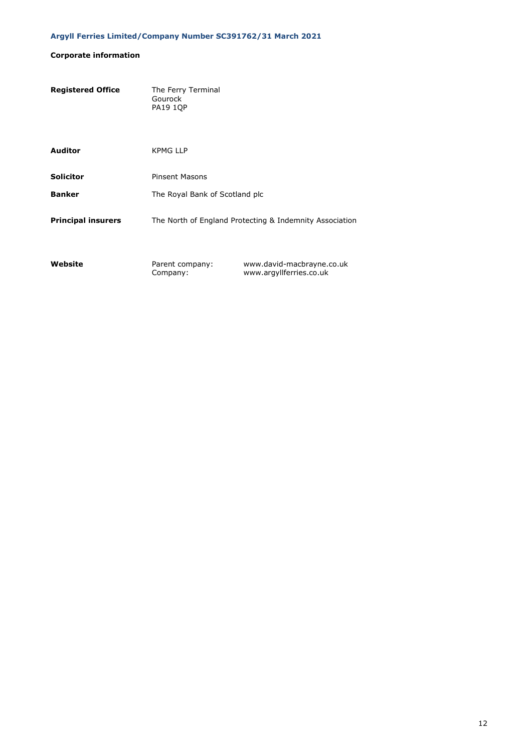**Corporate information**

| | | |
|---|---|---|
| **Registered Office** | The Ferry Terminal<br>Gourock<br>PA19 1QP | |
| **Auditor** | KPMG LLP | |
| **Solicitor** | Pinsent Masons | |
| **Banker** | The Royal Bank of Scotland plc | |
| **Principal insurers** | The North of England Protecting & Indemnity Association | |
| **Website** | Parent company:<br>Company: | www.david-macbrayne.co.uk<br>www.argyllferries.co.uk |